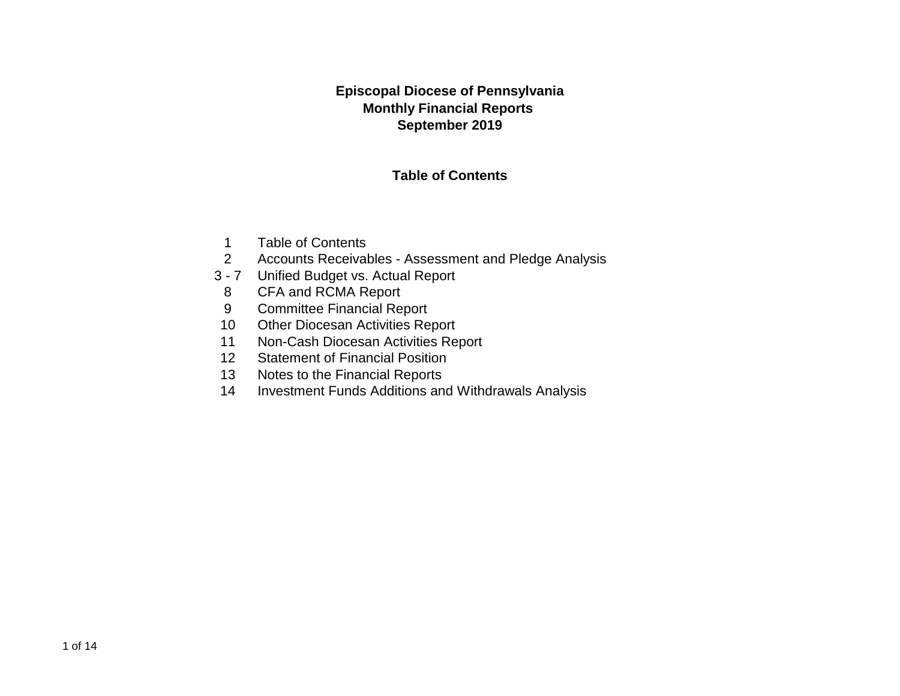# Episcopal Diocese of Pennsylvania
## Monthly Financial Reports
## September 2019

### Table of Contents

| | |
|---|---|
| 1 | Table of Contents |
| 2 | Accounts Receivables - Assessment and Pledge Analysis |
| 3 - 7 | Unified Budget vs. Actual Report |
| 8 | CFA and RCMA Report |
| 9 | Committee Financial Report |
| 10 | Other Diocesan Activities Report |
| 11 | Non-Cash Diocesan Activities Report |
| 12 | Statement of Financial Position |
| 13 | Notes to the Financial Reports |
| 14 | Investment Funds Additions and Withdrawals Analysis |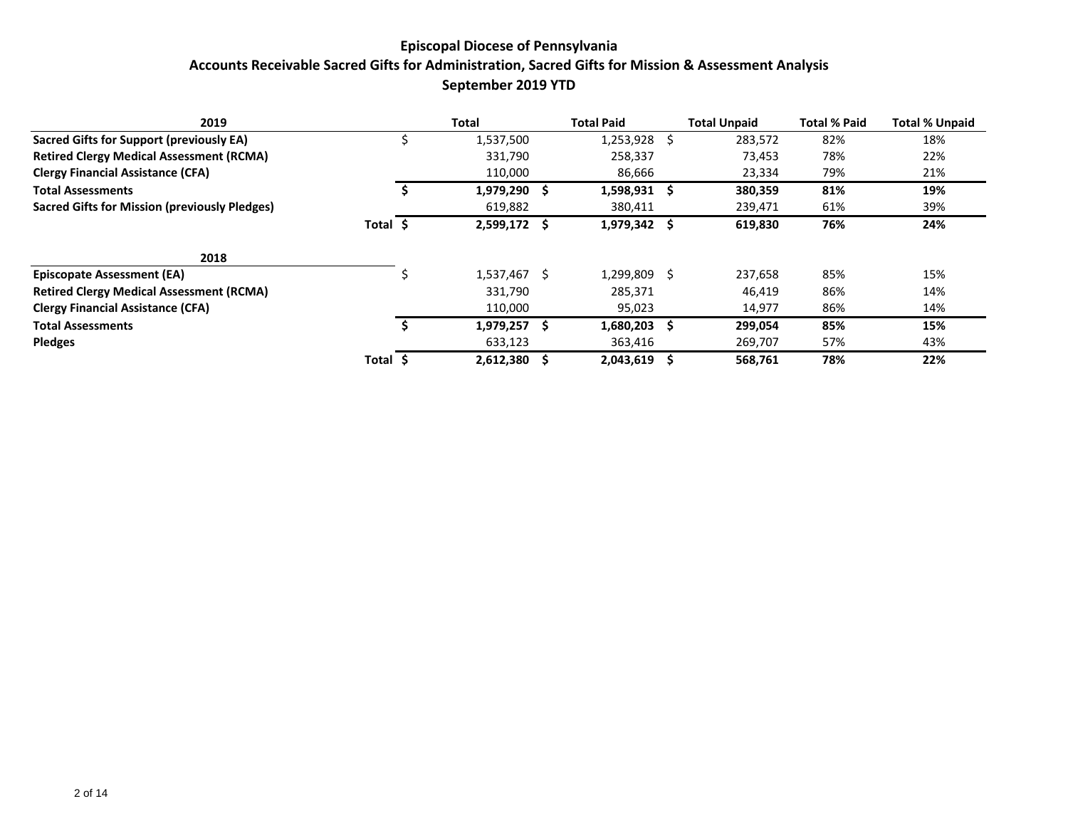## Episcopal Diocese of Pennsylvania

### Accounts Receivable Sacred Gifts for Administration, Sacred Gifts for Mission & Assessment Analysis

### September 2019 YTD

| 2019 | Total | Total Paid | Total Unpaid | Total % Paid | Total % Unpaid |
|---|---|---|---|---|---|
| **Sacred Gifts for Support (previously EA)** | $ 1,537,500 | 1,253,928 | $ 283,572 | 82% | 18% |
| **Retired Clergy Medical Assessment (RCMA)** | 331,790 | 258,337 | 73,453 | 78% | 22% |
| **Clergy Financial Assistance (CFA)** | 110,000 | 86,666 | 23,334 | 79% | 21% |
| **Total Assessments** | **$ 1,979,290** | **$ 1,598,931** | **$ 380,359** | **81%** | **19%** |
| **Sacred Gifts for Mission (previously Pledges)** | 619,882 | 380,411 | 239,471 | 61% | 39% |
| **Total** | **$ 2,599,172** | **$ 1,979,342** | **$ 619,830** | **76%** | **24%** |

| 2018 | Total | Total Paid | Total Unpaid | Total % Paid | Total % Unpaid |
|---|---|---|---|---|---|
| **Episcopate Assessment (EA)** | $ 1,537,467 | $ 1,299,809 | $ 237,658 | 85% | 15% |
| **Retired Clergy Medical Assessment (RCMA)** | 331,790 | 285,371 | 46,419 | 86% | 14% |
| **Clergy Financial Assistance (CFA)** | 110,000 | 95,023 | 14,977 | 86% | 14% |
| **Total Assessments** | **$ 1,979,257** | **$ 1,680,203** | **$ 299,054** | **85%** | **15%** |
| **Pledges** | 633,123 | 363,416 | 269,707 | 57% | 43% |
| **Total** | **$ 2,612,380** | **$ 2,043,619** | **$ 568,761** | **78%** | **22%** |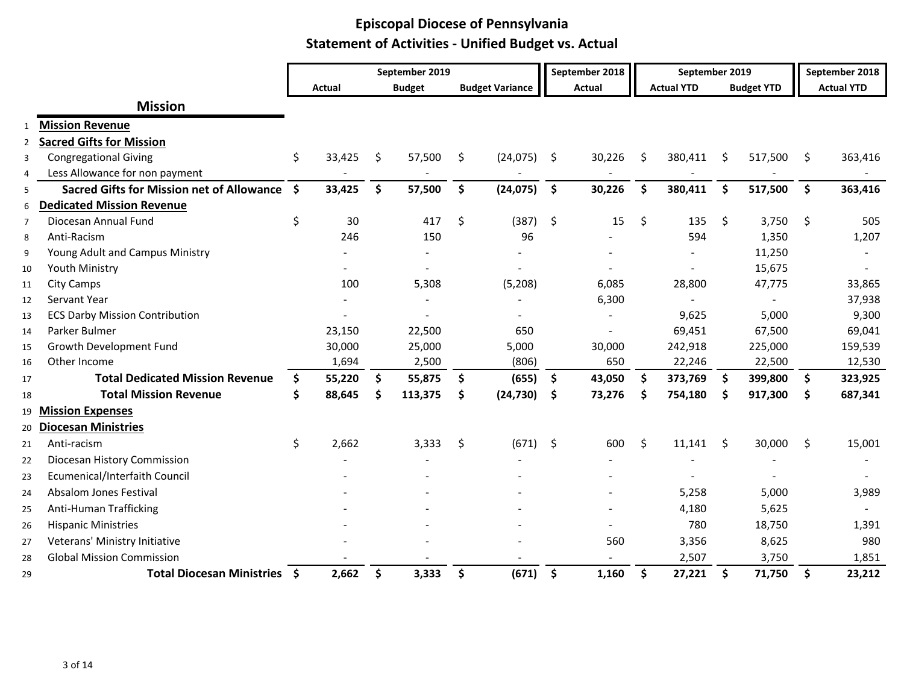# Episcopal Diocese of Pennsylvania

## Statement of Activities - Unified Budget vs. Actual

| | | September 2019 | | | September 2018 | September 2019 | | September 2018 |
|---|---|---|---|---|---|---|---|---|
| | | Actual | Budget | Budget Variance | Actual | Actual YTD | Budget YTD | Actual YTD |
| | **Mission** | | | | | | | |
| 1 | **Mission Revenue** | | | | | | | |
| 2 | **Sacred Gifts for Mission** | | | | | | | |
| 3 | Congregational Giving | $ 33,425 | $ 57,500 | $ (24,075) | $ 30,226 | $ 380,411 | $ 517,500 | $ 363,416 |
| 4 | Less Allowance for non payment | - | - | - | - | - | - | - |
| 5 | **Sacred Gifts for Mission net of Allowance** | **$ 33,425** | **$ 57,500** | **$ (24,075)** | **$ 30,226** | **$ 380,411** | **$ 517,500** | **$ 363,416** |
| 6 | **Dedicated Mission Revenue** | | | | | | | |
| 7 | Diocesan Annual Fund | $ 30 | 417 | $ (387) | $ 15 | $ 135 | $ 3,750 | $ 505 |
| 8 | Anti-Racism | 246 | 150 | 96 | - | 594 | 1,350 | 1,207 |
| 9 | Young Adult and Campus Ministry | - | - | - | - | - | 11,250 | - |
| 10 | Youth Ministry | - | - | - | - | - | 15,675 | - |
| 11 | City Camps | 100 | 5,308 | (5,208) | 6,085 | 28,800 | 47,775 | 33,865 |
| 12 | Servant Year | - | - | - | 6,300 | - | - | 37,938 |
| 13 | ECS Darby Mission Contribution | - | - | - | - | 9,625 | 5,000 | 9,300 |
| 14 | Parker Bulmer | 23,150 | 22,500 | 650 | - | 69,451 | 67,500 | 69,041 |
| 15 | Growth Development Fund | 30,000 | 25,000 | 5,000 | 30,000 | 242,918 | 225,000 | 159,539 |
| 16 | Other Income | 1,694 | 2,500 | (806) | 650 | 22,246 | 22,500 | 12,530 |
| 17 | **Total Dedicated Mission Revenue** | **$ 55,220** | **$ 55,875** | **$ (655)** | **$ 43,050** | **$ 373,769** | **$ 399,800** | **$ 323,925** |
| 18 | **Total Mission Revenue** | **$ 88,645** | **$ 113,375** | **$ (24,730)** | **$ 73,276** | **$ 754,180** | **$ 917,300** | **$ 687,341** |
| 19 | **Mission Expenses** | | | | | | | |
| 20 | **Diocesan Ministries** | | | | | | | |
| 21 | Anti-racism | $ 2,662 | 3,333 | $ (671) | $ 600 | $ 11,141 | $ 30,000 | $ 15,001 |
| 22 | Diocesan History Commission | - | - | - | - | - | - | - |
| 23 | Ecumenical/Interfaith Council | - | - | - | - | - | - | - |
| 24 | Absalom Jones Festival | - | - | - | - | 5,258 | 5,000 | 3,989 |
| 25 | Anti-Human Trafficking | - | - | - | - | 4,180 | 5,625 | - |
| 26 | Hispanic Ministries | - | - | - | - | 780 | 18,750 | 1,391 |
| 27 | Veterans' Ministry Initiative | - | - | - | 560 | 3,356 | 8,625 | 980 |
| 28 | Global Mission Commission | - | - | - | - | 2,507 | 3,750 | 1,851 |
| 29 | **Total Diocesan Ministries** | **$ 2,662** | **$ 3,333** | **$ (671)** | **$ 1,160** | **$ 27,221** | **$ 71,750** | **$ 23,212** |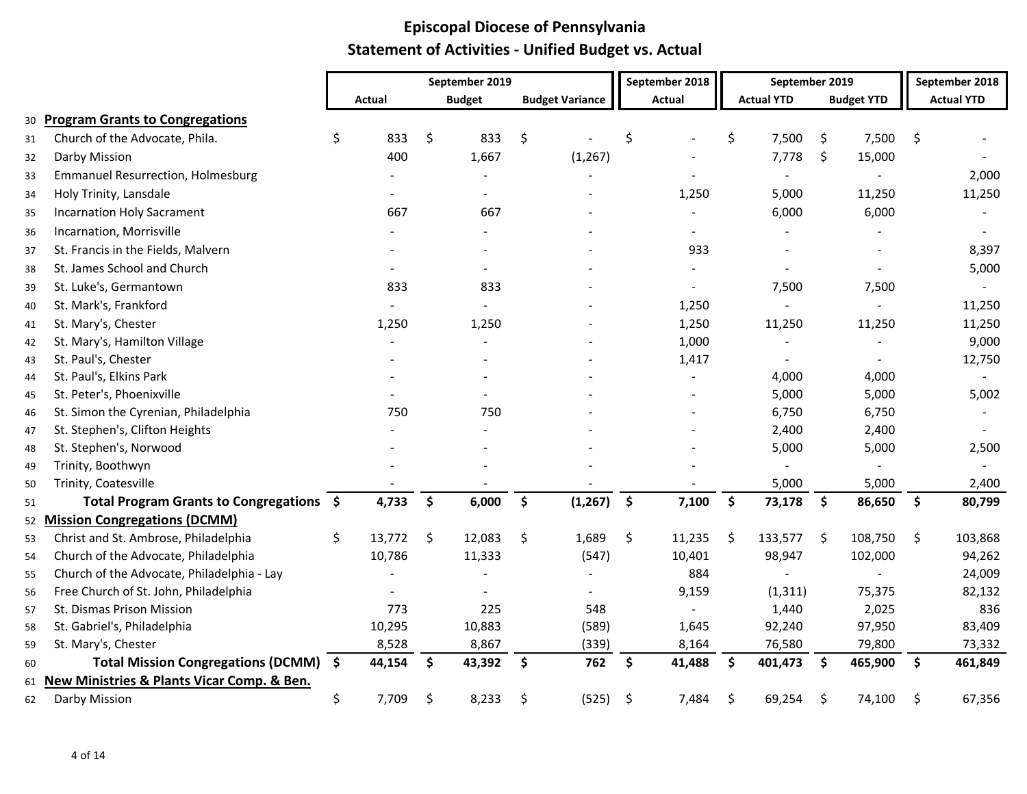# Episcopal Diocese of Pennsylvania

## Statement of Activities - Unified Budget vs. Actual

| | | September 2019 | | | September 2018 | September 2019 | | September 2018 |
|---|---|---|---|---|---|---|---|---|
| | | Actual | Budget | Budget Variance | Actual | Actual YTD | Budget YTD | Actual YTD |
| 30 | **Program Grants to Congregations** | | | | | | | |
| 31 | Church of the Advocate, Phila. | $ 833 | $ 833 | $ - | $ - | $ 7,500 | $ 7,500 | $ - |
| 32 | Darby Mission | 400 | 1,667 | (1,267) | - | 7,778 | $ 15,000 | - |
| 33 | Emmanuel Resurrection, Holmesburg | - | - | - | - | - | - | 2,000 |
| 34 | Holy Trinity, Lansdale | - | - | - | 1,250 | 5,000 | 11,250 | 11,250 |
| 35 | Incarnation Holy Sacrament | 667 | 667 | - | - | 6,000 | 6,000 | - |
| 36 | Incarnation, Morrisville | - | - | - | - | - | - | - |
| 37 | St. Francis in the Fields, Malvern | - | - | - | 933 | - | - | 8,397 |
| 38 | St. James School and Church | - | - | - | - | - | - | 5,000 |
| 39 | St. Luke's, Germantown | 833 | 833 | - | - | 7,500 | 7,500 | - |
| 40 | St. Mark's, Frankford | - | - | - | 1,250 | - | - | 11,250 |
| 41 | St. Mary's, Chester | 1,250 | 1,250 | - | 1,250 | 11,250 | 11,250 | 11,250 |
| 42 | St. Mary's, Hamilton Village | - | - | - | 1,000 | - | - | 9,000 |
| 43 | St. Paul's, Chester | - | - | - | 1,417 | - | - | 12,750 |
| 44 | St. Paul's, Elkins Park | - | - | - | - | 4,000 | 4,000 | - |
| 45 | St. Peter's, Phoenixville | - | - | - | - | 5,000 | 5,000 | 5,002 |
| 46 | St. Simon the Cyrenian, Philadelphia | 750 | 750 | - | - | 6,750 | 6,750 | - |
| 47 | St. Stephen's, Clifton Heights | - | - | - | - | 2,400 | 2,400 | - |
| 48 | St. Stephen's, Norwood | - | - | - | - | 5,000 | 5,000 | 2,500 |
| 49 | Trinity, Boothwyn | - | - | - | - | - | - | - |
| 50 | Trinity, Coatesville | - | - | - | - | 5,000 | 5,000 | 2,400 |
| 51 | **Total Program Grants to Congregations** | **$ 4,733** | **$ 6,000** | **$ (1,267)** | **$ 7,100** | **$ 73,178** | **$ 86,650** | **$ 80,799** |
| 52 | **Mission Congregations (DCMM)** | | | | | | | |
| 53 | Christ and St. Ambrose, Philadelphia | $ 13,772 | $ 12,083 | $ 1,689 | $ 11,235 | $ 133,577 | $ 108,750 | $ 103,868 |
| 54 | Church of the Advocate, Philadelphia | 10,786 | 11,333 | (547) | 10,401 | 98,947 | 102,000 | 94,262 |
| 55 | Church of the Advocate, Philadelphia - Lay | - | - | - | 884 | - | - | 24,009 |
| 56 | Free Church of St. John, Philadelphia | - | - | - | 9,159 | (1,311) | 75,375 | 82,132 |
| 57 | St. Dismas Prison Mission | 773 | 225 | 548 | - | 1,440 | 2,025 | 836 |
| 58 | St. Gabriel's, Philadelphia | 10,295 | 10,883 | (589) | 1,645 | 92,240 | 97,950 | 83,409 |
| 59 | St. Mary's, Chester | 8,528 | 8,867 | (339) | 8,164 | 76,580 | 79,800 | 73,332 |
| 60 | **Total Mission Congregations (DCMM)** | **$ 44,154** | **$ 43,392** | **$ 762** | **$ 41,488** | **$ 401,473** | **$ 465,900** | **$ 461,849** |
| 61 | **New Ministries & Plants Vicar Comp. & Ben.** | | | | | | | |
| 62 | Darby Mission | $ 7,709 | $ 8,233 | $ (525) | $ 7,484 | $ 69,254 | $ 74,100 | $ 67,356 |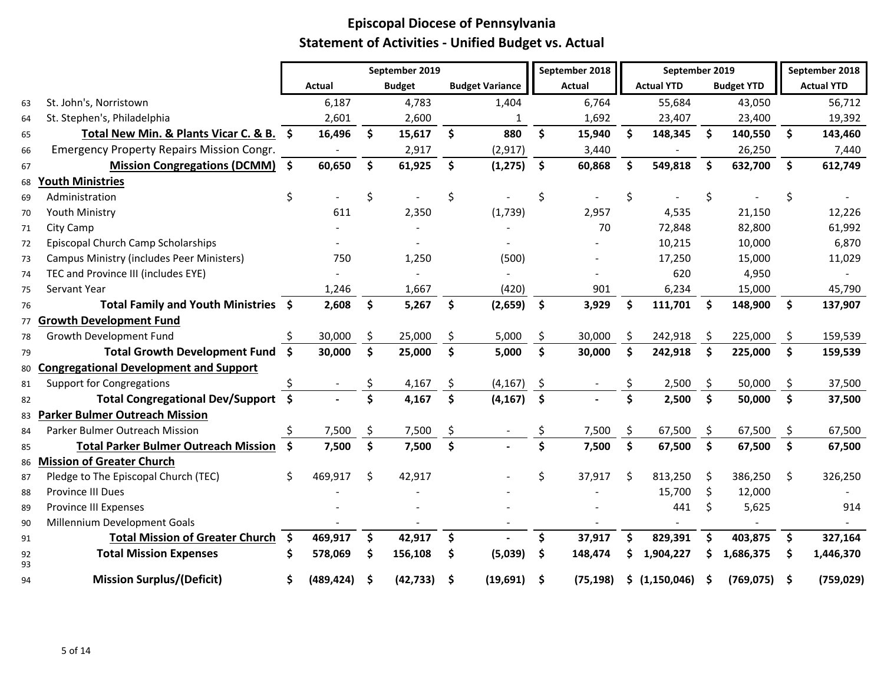# Episcopal Diocese of Pennsylvania

## Statement of Activities - Unified Budget vs. Actual

| | | September 2019 Actual | September 2019 Budget | September 2019 Budget Variance | September 2018 Actual | September 2019 Actual YTD | September 2019 Budget YTD | September 2018 Actual YTD |
|---|---|---|---|---|---|---|---|---|
| 63 | St. John's, Norristown | 6,187 | 4,783 | 1,404 | 6,764 | 55,684 | 43,050 | 56,712 |
| 64 | St. Stephen's, Philadelphia | 2,601 | 2,600 | 1 | 1,692 | 23,407 | 23,400 | 19,392 |
| 65 | **Total New Min. & Plants Vicar C. & B.** | **$ 16,496** | **$ 15,617** | **$ 880** | **$ 15,940** | **$ 148,345** | **$ 140,550** | **$ 143,460** |
| 66 | Emergency Property Repairs Mission Congr. | - | 2,917 | (2,917) | 3,440 | - | 26,250 | 7,440 |
| 67 | **Mission Congregations (DCMM)** | **$ 60,650** | **$ 61,925** | **$ (1,275)** | **$ 60,868** | **$ 549,818** | **$ 632,700** | **$ 612,749** |
| 68 | **Youth Ministries** | | | | | | | |
| 69 | Administration | $ - | $ - | $ - | $ - | $ - | $ - | $ - |
| 70 | Youth Ministry | 611 | 2,350 | (1,739) | 2,957 | 4,535 | 21,150 | 12,226 |
| 71 | City Camp | - | - | - | 70 | 72,848 | 82,800 | 61,992 |
| 72 | Episcopal Church Camp Scholarships | - | - | - | - | 10,215 | 10,000 | 6,870 |
| 73 | Campus Ministry (includes Peer Ministers) | 750 | 1,250 | (500) | - | 17,250 | 15,000 | 11,029 |
| 74 | TEC and Province III (includes EYE) | - | - | - | - | 620 | 4,950 | - |
| 75 | Servant Year | 1,246 | 1,667 | (420) | 901 | 6,234 | 15,000 | 45,790 |
| 76 | **Total Family and Youth Ministries** | **$ 2,608** | **$ 5,267** | **$ (2,659)** | **$ 3,929** | **$ 111,701** | **$ 148,900** | **$ 137,907** |
| 77 | **Growth Development Fund** | | | | | | | |
| 78 | Growth Development Fund | $ 30,000 | $ 25,000 | $ 5,000 | $ 30,000 | $ 242,918 | $ 225,000 | $ 159,539 |
| 79 | **Total Growth Development Fund** | **$ 30,000** | **$ 25,000** | **$ 5,000** | **$ 30,000** | **$ 242,918** | **$ 225,000** | **$ 159,539** |
| 80 | **Congregational Development and Support** | | | | | | | |
| 81 | Support for Congregations | $ - | $ 4,167 | $ (4,167) | $ - | $ 2,500 | $ 50,000 | $ 37,500 |
| 82 | **Total Congregational Dev/Support** | **$ -** | **$ 4,167** | **$ (4,167)** | **$ -** | **$ 2,500** | **$ 50,000** | **$ 37,500** |
| 83 | **Parker Bulmer Outreach Mission** | | | | | | | |
| 84 | Parker Bulmer Outreach Mission | $ 7,500 | $ 7,500 | $ - | $ 7,500 | $ 67,500 | $ 67,500 | $ 67,500 |
| 85 | **Total Parker Bulmer Outreach Mission** | **$ 7,500** | **$ 7,500** | **$ -** | **$ 7,500** | **$ 67,500** | **$ 67,500** | **$ 67,500** |
| 86 | **Mission of Greater Church** | | | | | | | |
| 87 | Pledge to The Episcopal Church (TEC) | $ 469,917 | $ 42,917 | - | $ 37,917 | $ 813,250 | $ 386,250 | $ 326,250 |
| 88 | Province III Dues | - | - | - | - | 15,700 | $ 12,000 | - |
| 89 | Province III Expenses | - | - | - | - | 441 | $ 5,625 | 914 |
| 90 | Millennium Development Goals | - | - | - | - | - | - | - |
| 91 | **Total Mission of Greater Church** | **$ 469,917** | **$ 42,917** | **$ -** | **$ 37,917** | **$ 829,391** | **$ 403,875** | **$ 327,164** |
| 92 | **Total Mission Expenses** | **$ 578,069** | **$ 156,108** | **$ (5,039)** | **$ 148,474** | **$ 1,904,227** | **$ 1,686,375** | **$ 1,446,370** |
| 93 | | | | | | | | |
| 94 | **Mission Surplus/(Deficit)** | **$ (489,424)** | **$ (42,733)** | **$ (19,691)** | **$ (75,198)** | **$ (1,150,046)** | **$ (769,075)** | **$ (759,029)** |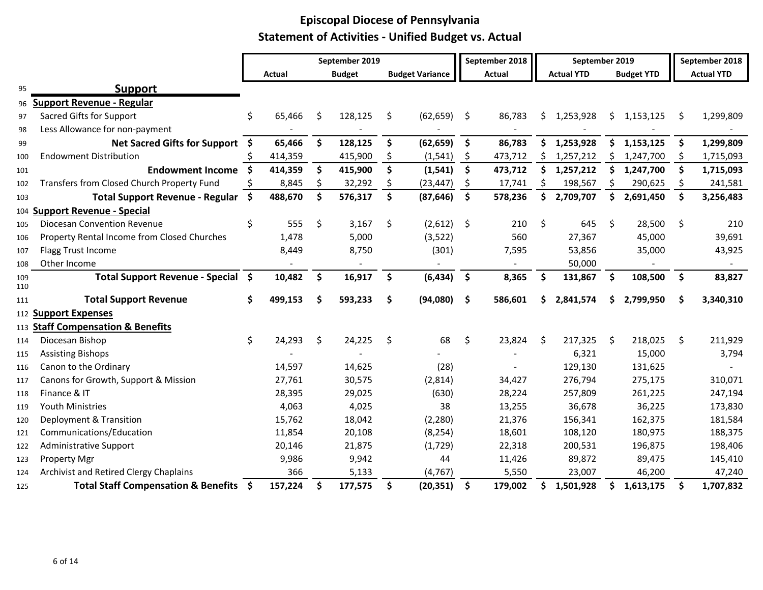# Episcopal Diocese of Pennsylvania

## Statement of Activities - Unified Budget vs. Actual

| | | September 2019 Actual | September 2019 Budget | September 2019 Budget Variance | September 2018 Actual | September 2019 Actual YTD | September 2019 Budget YTD | September 2018 Actual YTD |
|---|---|---|---|---|---|---|---|---|
| 95 | **Support** | | | | | | | |
| 96 | **Support Revenue - Regular** | | | | | | | |
| 97 | Sacred Gifts for Support | $ 65,466 | $ 128,125 | $ (62,659) | $ 86,783 | $ 1,253,928 | $ 1,153,125 | $ 1,299,809 |
| 98 | Less Allowance for non-payment | - | - | - | - | - | - | - |
| 99 | **Net Sacred Gifts for Support** | **$ 65,466** | **$ 128,125** | **$ (62,659)** | **$ 86,783** | **$ 1,253,928** | **$ 1,153,125** | **$ 1,299,809** |
| 100 | Endowment Distribution | $ 414,359 | 415,900 | $ (1,541) | $ 473,712 | $ 1,257,212 | $ 1,247,700 | $ 1,715,093 |
| 101 | **Endowment Income** | **$ 414,359** | **$ 415,900** | **$ (1,541)** | **$ 473,712** | **$ 1,257,212** | **$ 1,247,700** | **$ 1,715,093** |
| 102 | Transfers from Closed Church Property Fund | $ 8,845 | $ 32,292 | $ (23,447) | $ 17,741 | $ 198,567 | $ 290,625 | $ 241,581 |
| 103 | **Total Support Revenue - Regular** | **$ 488,670** | **$ 576,317** | **$ (87,646)** | **$ 578,236** | **$ 2,709,707** | **$ 2,691,450** | **$ 3,256,483** |
| 104 | **Support Revenue - Special** | | | | | | | |
| 105 | Diocesan Convention Revenue | $ 555 | $ 3,167 | $ (2,612) | $ 210 | $ 645 | $ 28,500 | $ 210 |
| 106 | Property Rental Income from Closed Churches | 1,478 | 5,000 | (3,522) | 560 | 27,367 | 45,000 | 39,691 |
| 107 | Flagg Trust Income | 8,449 | 8,750 | (301) | 7,595 | 53,856 | 35,000 | 43,925 |
| 108 | Other Income | - | - | - | - | 50,000 | - | - |
| 109 | **Total Support Revenue - Special** | **$ 10,482** | **$ 16,917** | **$ (6,434)** | **$ 8,365** | **$ 131,867** | **$ 108,500** | **$ 83,827** |
| 110 | | | | | | | | |
| 111 | **Total Support Revenue** | **$ 499,153** | **$ 593,233** | **$ (94,080)** | **$ 586,601** | **$ 2,841,574** | **$ 2,799,950** | **$ 3,340,310** |
| 112 | **Support Expenses** | | | | | | | |
| 113 | **Staff Compensation & Benefits** | | | | | | | |
| 114 | Diocesan Bishop | $ 24,293 | $ 24,225 | $ 68 | $ 23,824 | $ 217,325 | $ 218,025 | $ 211,929 |
| 115 | Assisting Bishops | - | - | - | - | 6,321 | 15,000 | 3,794 |
| 116 | Canon to the Ordinary | 14,597 | 14,625 | (28) | - | 129,130 | 131,625 | - |
| 117 | Canons for Growth, Support & Mission | 27,761 | 30,575 | (2,814) | 34,427 | 276,794 | 275,175 | 310,071 |
| 118 | Finance & IT | 28,395 | 29,025 | (630) | 28,224 | 257,809 | 261,225 | 247,194 |
| 119 | Youth Ministries | 4,063 | 4,025 | 38 | 13,255 | 36,678 | 36,225 | 173,830 |
| 120 | Deployment & Transition | 15,762 | 18,042 | (2,280) | 21,376 | 156,341 | 162,375 | 181,584 |
| 121 | Communications/Education | 11,854 | 20,108 | (8,254) | 18,601 | 108,120 | 180,975 | 188,375 |
| 122 | Administrative Support | 20,146 | 21,875 | (1,729) | 22,318 | 200,531 | 196,875 | 198,406 |
| 123 | Property Mgr | 9,986 | 9,942 | 44 | 11,426 | 89,872 | 89,475 | 145,410 |
| 124 | Archivist and Retired Clergy Chaplains | 366 | 5,133 | (4,767) | 5,550 | 23,007 | 46,200 | 47,240 |
| 125 | **Total Staff Compensation & Benefits** | **$ 157,224** | **$ 177,575** | **$ (20,351)** | **$ 179,002** | **$ 1,501,928** | **$ 1,613,175** | **$ 1,707,832** |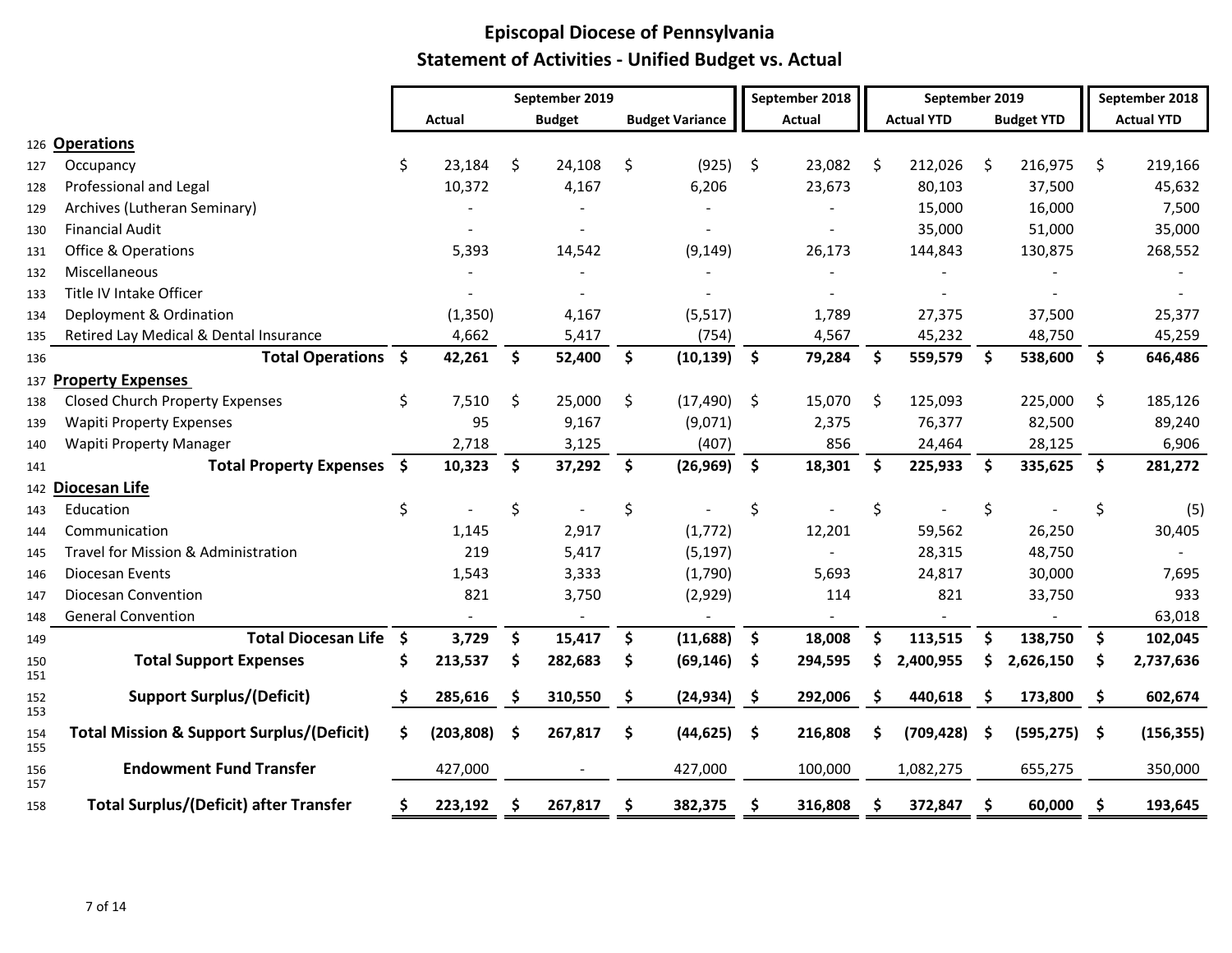# Episcopal Diocese of Pennsylvania

## Statement of Activities - Unified Budget vs. Actual

| | | September 2019 | | | September 2018 | September 2019 | | September 2018 |
|---|---|---|---|---|---|---|---|---|
| | | Actual | Budget | Budget Variance | Actual | Actual YTD | Budget YTD | Actual YTD |
| 126 | **Operations** | | | | | | | |
| 127 | Occupancy | $ 23,184 | $ 24,108 | $ (925) | $ 23,082 | $ 212,026 | $ 216,975 | $ 219,166 |
| 128 | Professional and Legal | 10,372 | 4,167 | 6,206 | 23,673 | 80,103 | 37,500 | 45,632 |
| 129 | Archives (Lutheran Seminary) | - | - | - | - | 15,000 | 16,000 | 7,500 |
| 130 | Financial Audit | - | - | - | - | 35,000 | 51,000 | 35,000 |
| 131 | Office & Operations | 5,393 | 14,542 | (9,149) | 26,173 | 144,843 | 130,875 | 268,552 |
| 132 | Miscellaneous | - | - | - | - | - | - | - |
| 133 | Title IV Intake Officer | - | - | - | - | - | - | - |
| 134 | Deployment & Ordination | (1,350) | 4,167 | (5,517) | 1,789 | 27,375 | 37,500 | 25,377 |
| 135 | Retired Lay Medical & Dental Insurance | 4,662 | 5,417 | (754) | 4,567 | 45,232 | 48,750 | 45,259 |
| 136 | **Total Operations** | **$ 42,261** | **$ 52,400** | **$ (10,139)** | **$ 79,284** | **$ 559,579** | **$ 538,600** | **$ 646,486** |
| 137 | **Property Expenses** | | | | | | | |
| 138 | Closed Church Property Expenses | $ 7,510 | $ 25,000 | $ (17,490) | $ 15,070 | $ 125,093 | 225,000 | $ 185,126 |
| 139 | Wapiti Property Expenses | 95 | 9,167 | (9,071) | 2,375 | 76,377 | 82,500 | 89,240 |
| 140 | Wapiti Property Manager | 2,718 | 3,125 | (407) | 856 | 24,464 | 28,125 | 6,906 |
| 141 | **Total Property Expenses** | **$ 10,323** | **$ 37,292** | **$ (26,969)** | **$ 18,301** | **$ 225,933** | **$ 335,625** | **$ 281,272** |
| 142 | **Diocesan Life** | | | | | | | |
| 143 | Education | $ - | $ - | $ - | $ - | $ - | $ - | $ (5) |
| 144 | Communication | 1,145 | 2,917 | (1,772) | 12,201 | 59,562 | 26,250 | 30,405 |
| 145 | Travel for Mission & Administration | 219 | 5,417 | (5,197) | - | 28,315 | 48,750 | - |
| 146 | Diocesan Events | 1,543 | 3,333 | (1,790) | 5,693 | 24,817 | 30,000 | 7,695 |
| 147 | Diocesan Convention | 821 | 3,750 | (2,929) | 114 | 821 | 33,750 | 933 |
| 148 | General Convention | - | - | - | - | - | - | 63,018 |
| 149 | **Total Diocesan Life** | **$ 3,729** | **$ 15,417** | **$ (11,688)** | **$ 18,008** | **$ 113,515** | **$ 138,750** | **$ 102,045** |
| 150 | **Total Support Expenses** | **$ 213,537** | **$ 282,683** | **$ (69,146)** | **$ 294,595** | **$ 2,400,955** | **$ 2,626,150** | **$ 2,737,636** |
| 152 | **Support Surplus/(Deficit)** | **$ 285,616** | **$ 310,550** | **$ (24,934)** | **$ 292,006** | **$ 440,618** | **$ 173,800** | **$ 602,674** |
| 154 | **Total Mission & Support Surplus/(Deficit)** | **$ (203,808)** | **$ 267,817** | **$ (44,625)** | **$ 216,808** | **$ (709,428)** | **$ (595,275)** | **$ (156,355)** |
| 156 | **Endowment Fund Transfer** | 427,000 | - | 427,000 | 100,000 | 1,082,275 | 655,275 | 350,000 |
| 158 | **Total Surplus/(Deficit) after Transfer** | **$ 223,192** | **$ 267,817** | **$ 382,375** | **$ 316,808** | **$ 372,847** | **$ 60,000** | **$ 193,645** |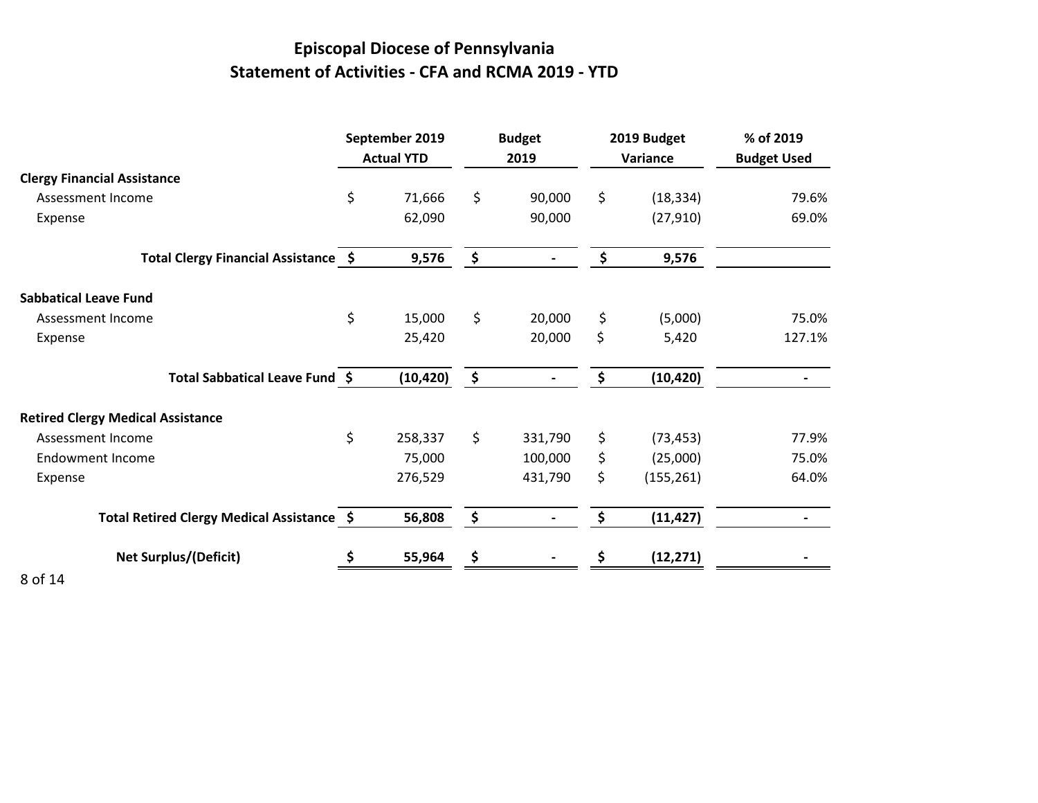# Episcopal Diocese of Pennsylvania
## Statement of Activities - CFA and RCMA 2019 - YTD

| | September 2019 Actual YTD | Budget 2019 | 2019 Budget Variance | % of 2019 Budget Used |
|---|---|---|---|---|
| **Clergy Financial Assistance** | | | | |
| Assessment Income | $ 71,666 | $ 90,000 | $ (18,334) | 79.6% |
| Expense | 62,090 | 90,000 | (27,910) | 69.0% |
| **Total Clergy Financial Assistance** | **$ 9,576** | **$ -** | **$ 9,576** | |
| **Sabbatical Leave Fund** | | | | |
| Assessment Income | $ 15,000 | $ 20,000 | $ (5,000) | 75.0% |
| Expense | 25,420 | 20,000 | $ 5,420 | 127.1% |
| **Total Sabbatical Leave Fund** | **$ (10,420)** | **$ -** | **$ (10,420)** | - |
| **Retired Clergy Medical Assistance** | | | | |
| Assessment Income | $ 258,337 | $ 331,790 | $ (73,453) | 77.9% |
| Endowment Income | 75,000 | 100,000 | $ (25,000) | 75.0% |
| Expense | 276,529 | 431,790 | $ (155,261) | 64.0% |
| **Total Retired Clergy Medical Assistance** | **$ 56,808** | **$ -** | **$ (11,427)** | - |
| **Net Surplus/(Deficit)** | **$ 55,964** | **$ -** | **$ (12,271)** | - |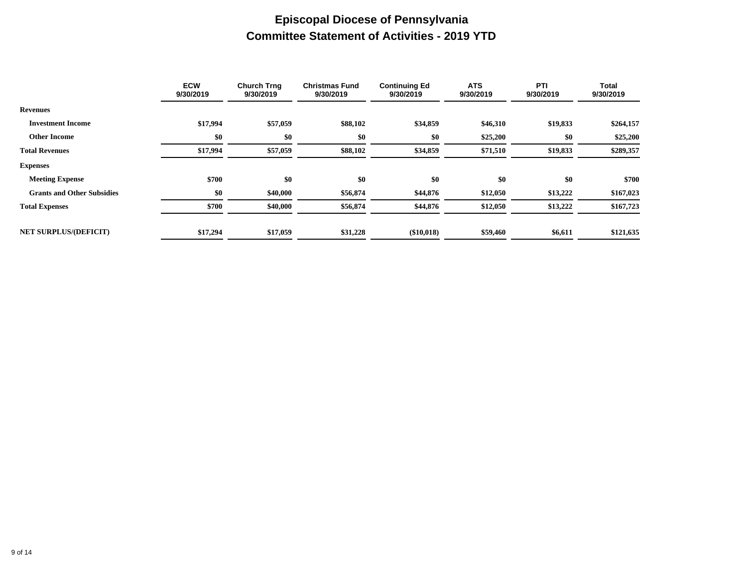# Episcopal Diocese of Pennsylvania

## Committee Statement of Activities - 2019 YTD

| | ECW 9/30/2019 | Church Trng 9/30/2019 | Christmas Fund 9/30/2019 | Continuing Ed 9/30/2019 | ATS 9/30/2019 | PTI 9/30/2019 | Total 9/30/2019 |
|---|---|---|---|---|---|---|---|
| **Revenues** | | | | | | | |
| **Investment Income** | $17,994 | $57,059 | $88,102 | $34,859 | $46,310 | $19,833 | $264,157 |
| **Other Income** | $0 | $0 | $0 | $0 | $25,200 | $0 | $25,200 |
| **Total Revenues** | $17,994 | $57,059 | $88,102 | $34,859 | $71,510 | $19,833 | $289,357 |
| **Expenses** | | | | | | | |
| **Meeting Expense** | $700 | $0 | $0 | $0 | $0 | $0 | $700 |
| **Grants and Other Subsidies** | $0 | $40,000 | $56,874 | $44,876 | $12,050 | $13,222 | $167,023 |
| **Total Expenses** | $700 | $40,000 | $56,874 | $44,876 | $12,050 | $13,222 | $167,723 |
| **NET SURPLUS/(DEFICIT)** | $17,294 | $17,059 | $31,228 | ($10,018) | $59,460 | $6,611 | $121,635 |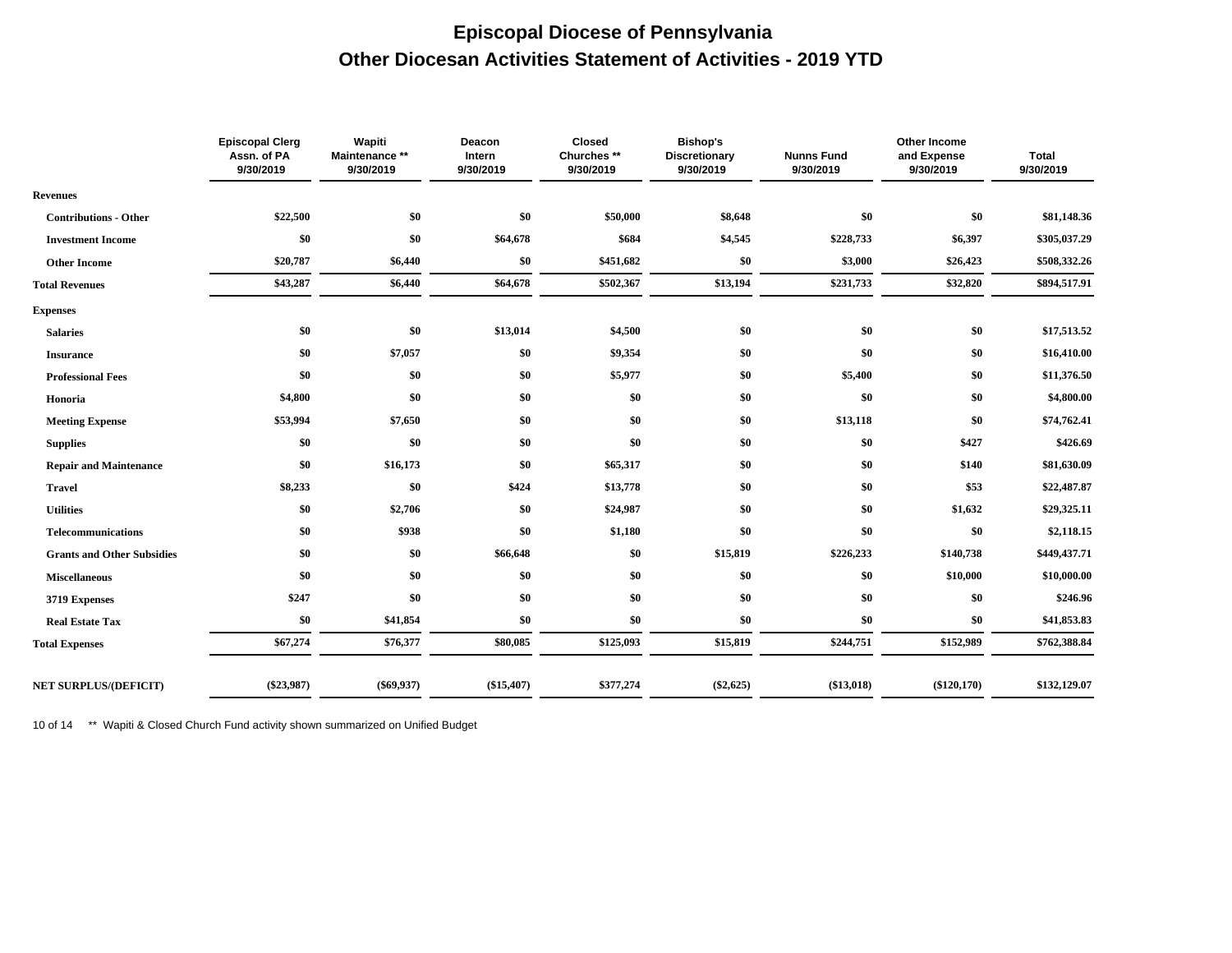# Episcopal Diocese of Pennsylvania

## Other Diocesan Activities Statement of Activities - 2019 YTD

| | Episcopal Clerg Assn. of PA 9/30/2019 | Wapiti Maintenance ** 9/30/2019 | Deacon Intern 9/30/2019 | Closed Churches ** 9/30/2019 | Bishop's Discretionary 9/30/2019 | Nunns Fund 9/30/2019 | Other Income and Expense 9/30/2019 | Total 9/30/2019 |
|---|---|---|---|---|---|---|---|---|
| **Revenues** | | | | | | | | |
| **Contributions - Other** | $22,500 | $0 | $0 | $50,000 | $8,648 | $0 | $0 | $81,148.36 |
| **Investment Income** | $0 | $0 | $64,678 | $684 | $4,545 | $228,733 | $6,397 | $305,037.29 |
| **Other Income** | $20,787 | $6,440 | $0 | $451,682 | $0 | $3,000 | $26,423 | $508,332.26 |
| **Total Revenues** | $43,287 | $6,440 | $64,678 | $502,367 | $13,194 | $231,733 | $32,820 | $894,517.91 |
| **Expenses** | | | | | | | | |
| **Salaries** | $0 | $0 | $13,014 | $4,500 | $0 | $0 | $0 | $17,513.52 |
| **Insurance** | $0 | $7,057 | $0 | $9,354 | $0 | $0 | $0 | $16,410.00 |
| **Professional Fees** | $0 | $0 | $0 | $5,977 | $0 | $5,400 | $0 | $11,376.50 |
| **Honoria** | $4,800 | $0 | $0 | $0 | $0 | $0 | $0 | $4,800.00 |
| **Meeting Expense** | $53,994 | $7,650 | $0 | $0 | $0 | $13,118 | $0 | $74,762.41 |
| **Supplies** | $0 | $0 | $0 | $0 | $0 | $0 | $427 | $426.69 |
| **Repair and Maintenance** | $0 | $16,173 | $0 | $65,317 | $0 | $0 | $140 | $81,630.09 |
| **Travel** | $8,233 | $0 | $424 | $13,778 | $0 | $0 | $53 | $22,487.87 |
| **Utilities** | $0 | $2,706 | $0 | $24,987 | $0 | $0 | $1,632 | $29,325.11 |
| **Telecommunications** | $0 | $938 | $0 | $1,180 | $0 | $0 | $0 | $2,118.15 |
| **Grants and Other Subsidies** | $0 | $0 | $66,648 | $0 | $15,819 | $226,233 | $140,738 | $449,437.71 |
| **Miscellaneous** | $0 | $0 | $0 | $0 | $0 | $0 | $10,000 | $10,000.00 |
| **3719 Expenses** | $247 | $0 | $0 | $0 | $0 | $0 | $0 | $246.96 |
| **Real Estate Tax** | $0 | $41,854 | $0 | $0 | $0 | $0 | $0 | $41,853.83 |
| **Total Expenses** | $67,274 | $76,377 | $80,085 | $125,093 | $15,819 | $244,751 | $152,989 | $762,388.84 |
| **NET SURPLUS/(DEFICIT)** | ($23,987) | ($69,937) | ($15,407) | $377,274 | ($2,625) | ($13,018) | ($120,170) | $132,129.07 |

** Wapiti & Closed Church Fund activity shown summarized on Unified Budget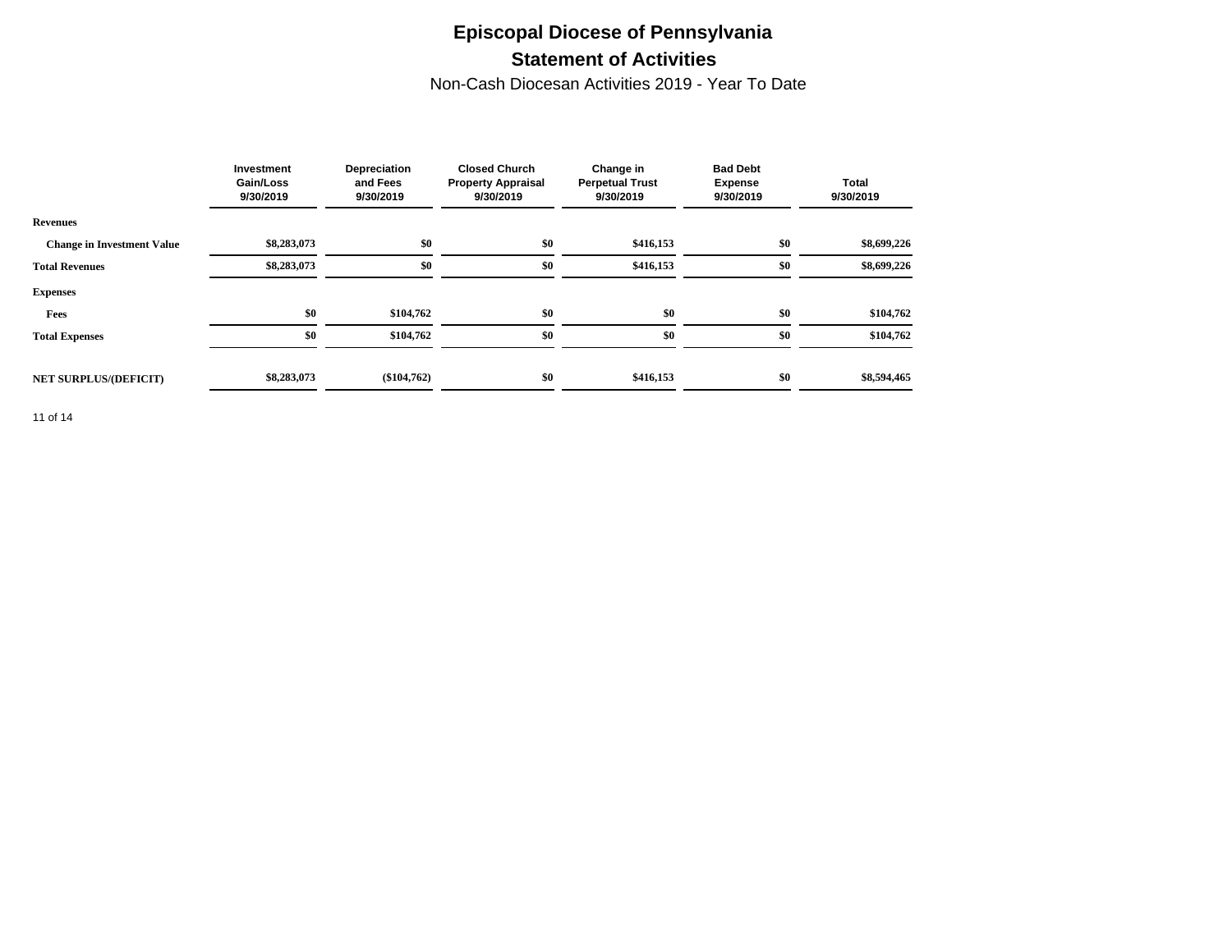# Episcopal Diocese of Pennsylvania

## Statement of Activities

Non-Cash Diocesan Activities 2019 - Year To Date

| | Investment Gain/Loss 9/30/2019 | Depreciation and Fees 9/30/2019 | Closed Church Property Appraisal 9/30/2019 | Change in Perpetual Trust 9/30/2019 | Bad Debt Expense 9/30/2019 | Total 9/30/2019 |
|---|---|---|---|---|---|---|
| **Revenues** | | | | | | |
| **Change in Investment Value** | $8,283,073 | $0 | $0 | $416,153 | $0 | $8,699,226 |
| **Total Revenues** | $8,283,073 | $0 | $0 | $416,153 | $0 | $8,699,226 |
| **Expenses** | | | | | | |
| **Fees** | $0 | $104,762 | $0 | $0 | $0 | $104,762 |
| **Total Expenses** | $0 | $104,762 | $0 | $0 | $0 | $104,762 |
| **NET SURPLUS/(DEFICIT)** | $8,283,073 | ($104,762) | $0 | $416,153 | $0 | $8,594,465 |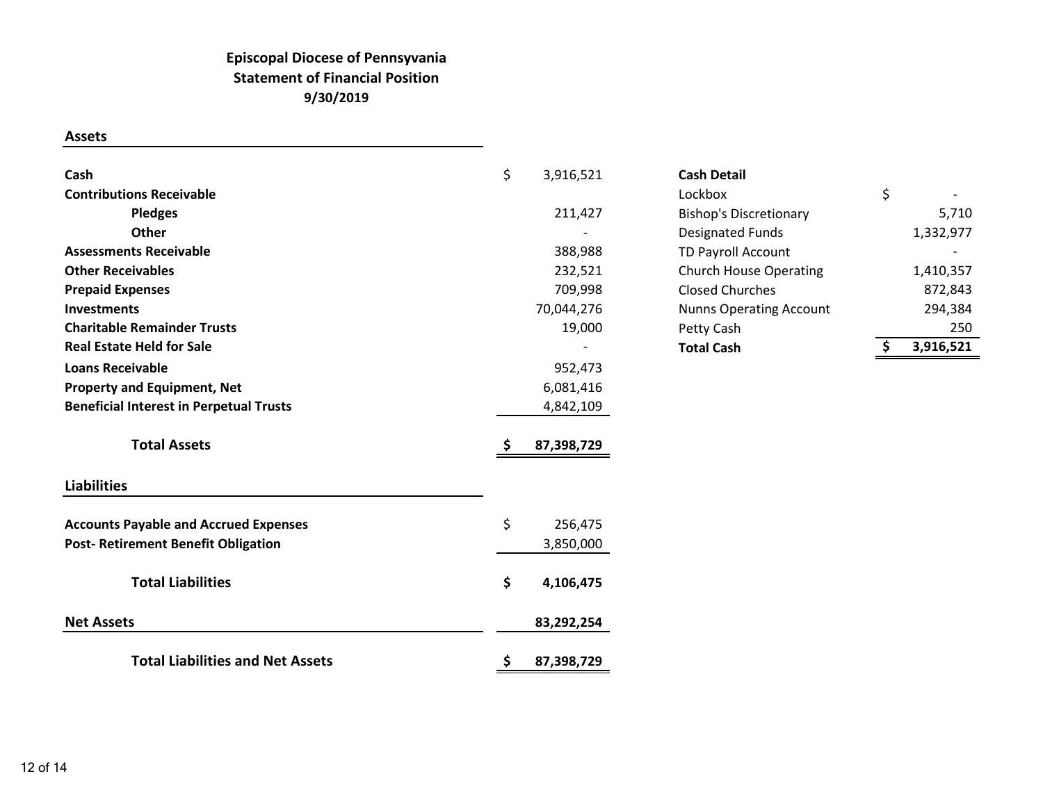**Episcopal Diocese of Pennsyvania**
**Statement of Financial Position**
**9/30/2019**

## Assets

| | | |
|---|---|---|
| **Cash** | $ | 3,916,521 |
| **Contributions Receivable** | | |
| **Pledges** | | 211,427 |
| **Other** | | - |
| **Assessments Receivable** | | 388,988 |
| **Other Receivables** | | 232,521 |
| **Prepaid Expenses** | | 709,998 |
| **Investments** | | 70,044,276 |
| **Charitable Remainder Trusts** | | 19,000 |
| **Real Estate Held for Sale** | | - |
| **Loans Receivable** | | 952,473 |
| **Property and Equipment, Net** | | 6,081,416 |
| **Beneficial Interest in Perpetual Trusts** | | 4,842,109 |
| **Total Assets** | **$** | **87,398,729** |

## Liabilities

| | | |
|---|---|---|
| **Accounts Payable and Accrued Expenses** | $ | 256,475 |
| **Post- Retirement Benefit Obligation** | | 3,850,000 |
| **Total Liabilities** | **$** | **4,106,475** |
| **Net Assets** | | **83,292,254** |
| **Total Liabilities and Net Assets** | **$** | **87,398,729** |

| **Cash Detail** | | |
|---|---|---|
| Lockbox | $ | - |
| Bishop's Discretionary | | 5,710 |
| Designated Funds | | 1,332,977 |
| TD Payroll Account | | - |
| Church House Operating | | 1,410,357 |
| Closed Churches | | 872,843 |
| Nunns Operating Account | | 294,384 |
| Petty Cash | | 250 |
| **Total Cash** | **$** | **3,916,521** |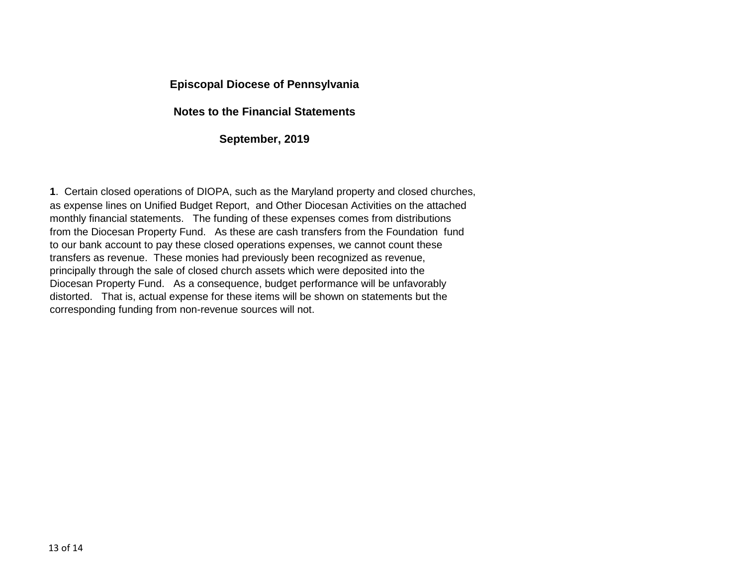# Episcopal Diocese of Pennsylvania

## Notes to the Financial Statements

### September, 2019

**1**. Certain closed operations of DIOPA, such as the Maryland property and closed churches, as expense lines on Unified Budget Report, and Other Diocesan Activities on the attached monthly financial statements. The funding of these expenses comes from distributions from the Diocesan Property Fund. As these are cash transfers from the Foundation fund to our bank account to pay these closed operations expenses, we cannot count these transfers as revenue. These monies had previously been recognized as revenue, principally through the sale of closed church assets which were deposited into the Diocesan Property Fund. As a consequence, budget performance will be unfavorably distorted. That is, actual expense for these items will be shown on statements but the corresponding funding from non-revenue sources will not.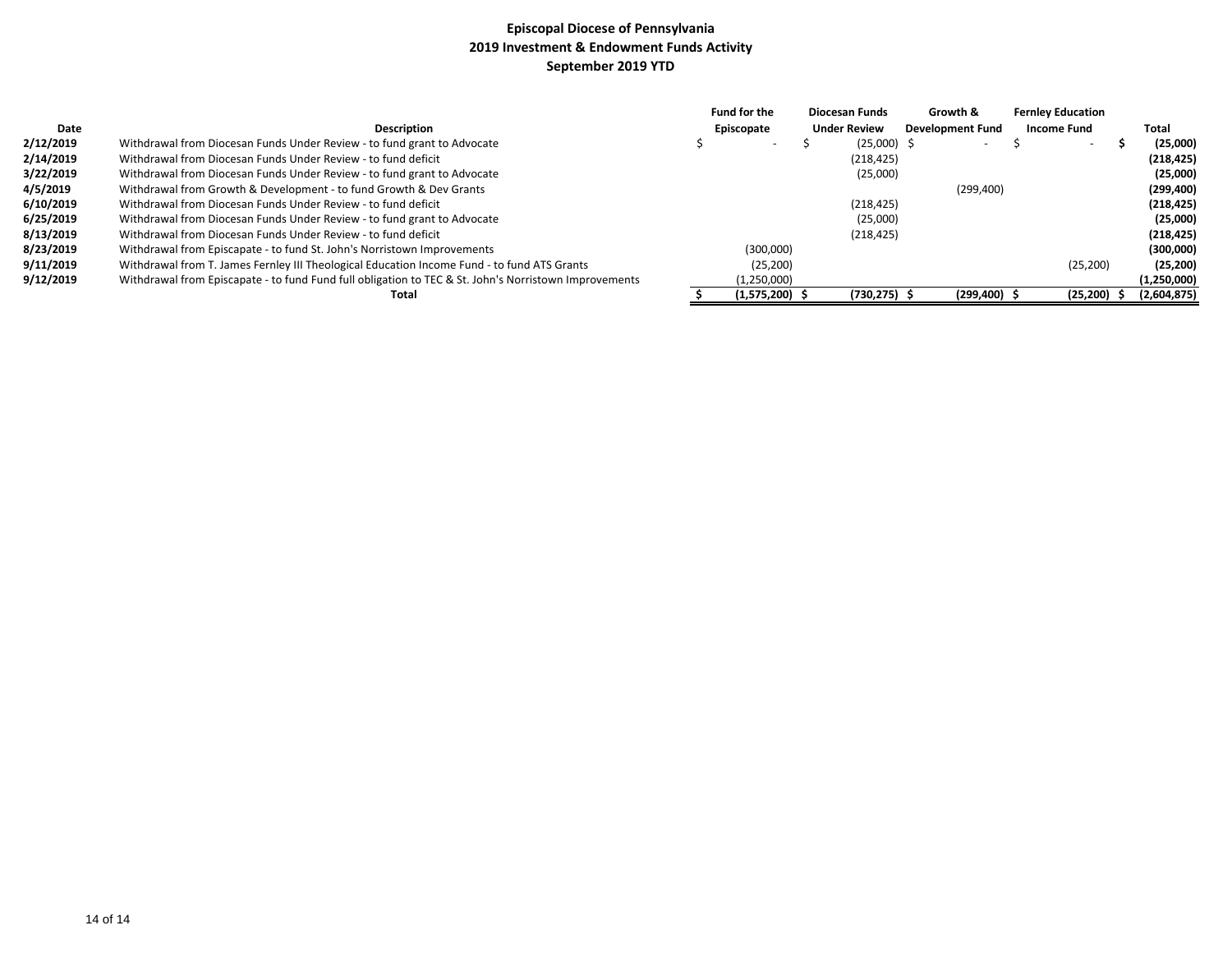# Episcopal Diocese of Pennsylvania
## 2019 Investment & Endowment Funds Activity
### September 2019 YTD

| Date | Description | Fund for the Episcopate | Diocesan Funds Under Review | Growth & Development Fund | Fernley Education Income Fund | Total |
|---|---|---|---|---|---|---|
| **2/12/2019** | Withdrawal from Diocesan Funds Under Review - to fund grant to Advocate | $ - | $ (25,000) | $ - | $ - | **$ (25,000)** |
| **2/14/2019** | Withdrawal from Diocesan Funds Under Review - to fund deficit | | (218,425) | | | **(218,425)** |
| **3/22/2019** | Withdrawal from Diocesan Funds Under Review - to fund grant to Advocate | | (25,000) | | | **(25,000)** |
| **4/5/2019** | Withdrawal from Growth & Development - to fund Growth & Dev Grants | | | (299,400) | | **(299,400)** |
| **6/10/2019** | Withdrawal from Diocesan Funds Under Review - to fund deficit | | (218,425) | | | **(218,425)** |
| **6/25/2019** | Withdrawal from Diocesan Funds Under Review - to fund grant to Advocate | | (25,000) | | | **(25,000)** |
| **8/13/2019** | Withdrawal from Diocesan Funds Under Review - to fund deficit | | (218,425) | | | **(218,425)** |
| **8/23/2019** | Withdrawal from Episcapate - to fund St. John's Norristown Improvements | (300,000) | | | | **(300,000)** |
| **9/11/2019** | Withdrawal from T. James Fernley III Theological Education Income Fund - to fund ATS Grants | (25,200) | | | (25,200) | **(25,200)** |
| **9/12/2019** | Withdrawal from Episcapate - to fund Fund full obligation to TEC & St. John's Norristown Improvements | (1,250,000) | | | | **(1,250,000)** |
| | **Total** | **$ (1,575,200)** | **$ (730,275)** | **$ (299,400)** | **$ (25,200)** | **$ (2,604,875)** |